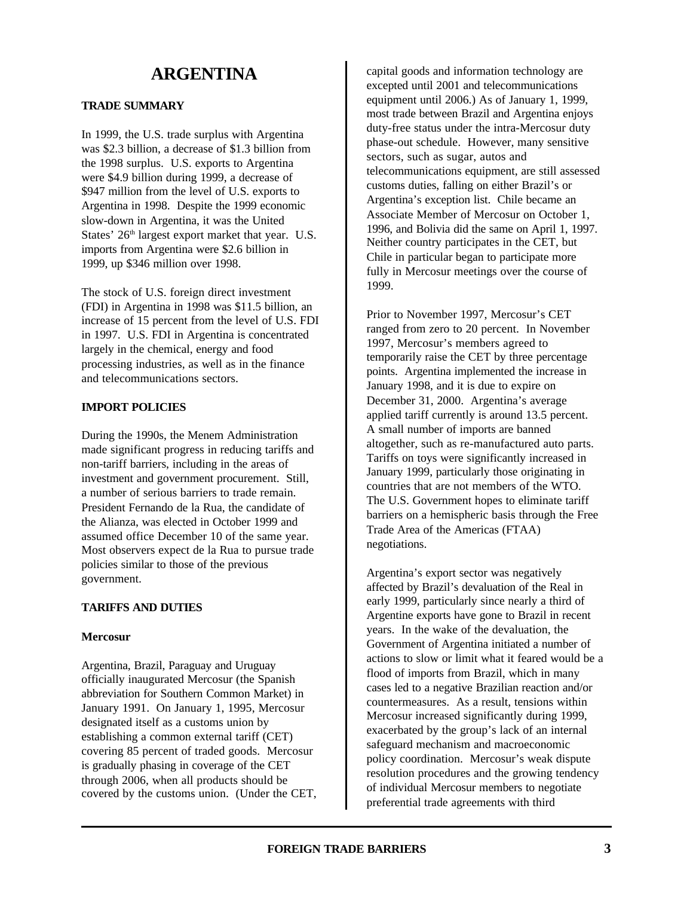# ARGENTINA

## TRADE SUMMARY

In 1999, the U.S. trade surplus with Argentina was $2.3 billion, a decrease of $1.3 billion from the 1998 surplus. U.S. exports to Argentina were $4.9 billion during 1999, a decrease of $947 million from the level of U.S. exports to Argentina in 1998. Despite the 1999 economic slow-down in Argentina, it was the United States' 26th largest export market that year. U.S. imports from Argentina were $2.6 billion in 1999, up $346 million over 1998.

The stock of U.S. foreign direct investment (FDI) in Argentina in 1998 was $11.5 billion, an increase of 15 percent from the level of U.S. FDI in 1997. U.S. FDI in Argentina is concentrated largely in the chemical, energy and food processing industries, as well as in the finance and telecommunications sectors.

## IMPORT POLICIES

During the 1990s, the Menem Administration made significant progress in reducing tariffs and non-tariff barriers, including in the areas of investment and government procurement. Still, a number of serious barriers to trade remain. President Fernando de la Rua, the candidate of the Alianza, was elected in October 1999 and assumed office December 10 of the same year. Most observers expect de la Rua to pursue trade policies similar to those of the previous government.

## TARIFFS AND DUTIES

### Mercosur

Argentina, Brazil, Paraguay and Uruguay officially inaugurated Mercosur (the Spanish abbreviation for Southern Common Market) in January 1991. On January 1, 1995, Mercosur designated itself as a customs union by establishing a common external tariff (CET) covering 85 percent of traded goods. Mercosur is gradually phasing in coverage of the CET through 2006, when all products should be covered by the customs union. (Under the CET, capital goods and information technology are excepted until 2001 and telecommunications equipment until 2006.) As of January 1, 1999, most trade between Brazil and Argentina enjoys duty-free status under the intra-Mercosur duty phase-out schedule. However, many sensitive sectors, such as sugar, autos and telecommunications equipment, are still assessed customs duties, falling on either Brazil's or Argentina's exception list. Chile became an Associate Member of Mercosur on October 1, 1996, and Bolivia did the same on April 1, 1997. Neither country participates in the CET, but Chile in particular began to participate more fully in Mercosur meetings over the course of 1999.

Prior to November 1997, Mercosur's CET ranged from zero to 20 percent. In November 1997, Mercosur's members agreed to temporarily raise the CET by three percentage points. Argentina implemented the increase in January 1998, and it is due to expire on December 31, 2000. Argentina's average applied tariff currently is around 13.5 percent. A small number of imports are banned altogether, such as re-manufactured auto parts. Tariffs on toys were significantly increased in January 1999, particularly those originating in countries that are not members of the WTO. The U.S. Government hopes to eliminate tariff barriers on a hemispheric basis through the Free Trade Area of the Americas (FTAA) negotiations.

Argentina's export sector was negatively affected by Brazil's devaluation of the Real in early 1999, particularly since nearly a third of Argentine exports have gone to Brazil in recent years. In the wake of the devaluation, the Government of Argentina initiated a number of actions to slow or limit what it feared would be a flood of imports from Brazil, which in many cases led to a negative Brazilian reaction and/or countermeasures. As a result, tensions within Mercosur increased significantly during 1999, exacerbated by the group's lack of an internal safeguard mechanism and macroeconomic policy coordination. Mercosur's weak dispute resolution procedures and the growing tendency of individual Mercosur members to negotiate preferential trade agreements with third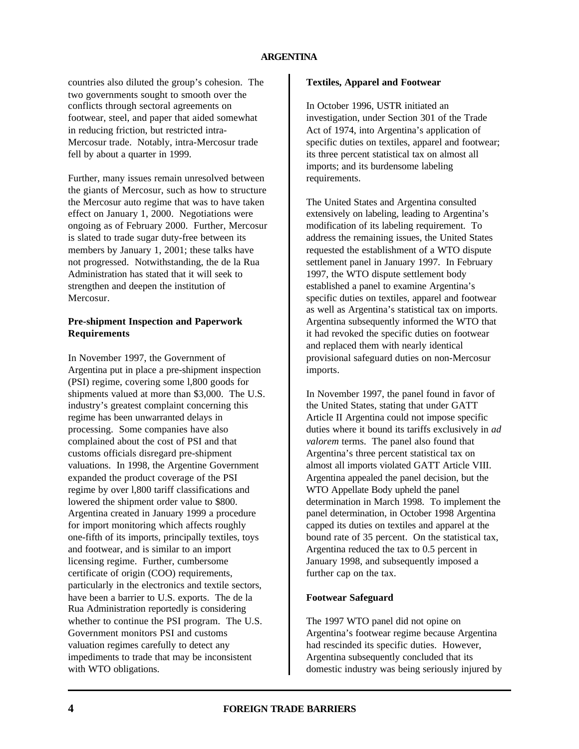countries also diluted the group's cohesion. The two governments sought to smooth over the conflicts through sectoral agreements on footwear, steel, and paper that aided somewhat in reducing friction, but restricted intra-Mercosur trade. Notably, intra-Mercosur trade fell by about a quarter in 1999.

Further, many issues remain unresolved between the giants of Mercosur, such as how to structure the Mercosur auto regime that was to have taken effect on January 1, 2000. Negotiations were ongoing as of February 2000. Further, Mercosur is slated to trade sugar duty-free between its members by January 1, 2001; these talks have not progressed. Notwithstanding, the de la Rua Administration has stated that it will seek to strengthen and deepen the institution of Mercosur.

**Pre-shipment Inspection and Paperwork Requirements**

In November 1997, the Government of Argentina put in place a pre-shipment inspection (PSI) regime, covering some l,800 goods for shipments valued at more than $3,000. The U.S. industry's greatest complaint concerning this regime has been unwarranted delays in processing. Some companies have also complained about the cost of PSI and that customs officials disregard pre-shipment valuations. In 1998, the Argentine Government expanded the product coverage of the PSI regime by over l,800 tariff classifications and lowered the shipment order value to $800. Argentina created in January 1999 a procedure for import monitoring which affects roughly one-fifth of its imports, principally textiles, toys and footwear, and is similar to an import licensing regime. Further, cumbersome certificate of origin (COO) requirements, particularly in the electronics and textile sectors, have been a barrier to U.S. exports. The de la Rua Administration reportedly is considering whether to continue the PSI program. The U.S. Government monitors PSI and customs valuation regimes carefully to detect any impediments to trade that may be inconsistent with WTO obligations.

**Textiles, Apparel and Footwear**

In October 1996, USTR initiated an investigation, under Section 301 of the Trade Act of 1974, into Argentina's application of specific duties on textiles, apparel and footwear; its three percent statistical tax on almost all imports; and its burdensome labeling requirements.

The United States and Argentina consulted extensively on labeling, leading to Argentina's modification of its labeling requirement. To address the remaining issues, the United States requested the establishment of a WTO dispute settlement panel in January 1997. In February 1997, the WTO dispute settlement body established a panel to examine Argentina's specific duties on textiles, apparel and footwear as well as Argentina's statistical tax on imports. Argentina subsequently informed the WTO that it had revoked the specific duties on footwear and replaced them with nearly identical provisional safeguard duties on non-Mercosur imports.

In November 1997, the panel found in favor of the United States, stating that under GATT Article II Argentina could not impose specific duties where it bound its tariffs exclusively in *ad valorem* terms. The panel also found that Argentina's three percent statistical tax on almost all imports violated GATT Article VIII. Argentina appealed the panel decision, but the WTO Appellate Body upheld the panel determination in March 1998. To implement the panel determination, in October 1998 Argentina capped its duties on textiles and apparel at the bound rate of 35 percent. On the statistical tax, Argentina reduced the tax to 0.5 percent in January 1998, and subsequently imposed a further cap on the tax.

**Footwear Safeguard**

The 1997 WTO panel did not opine on Argentina's footwear regime because Argentina had rescinded its specific duties. However, Argentina subsequently concluded that its domestic industry was being seriously injured by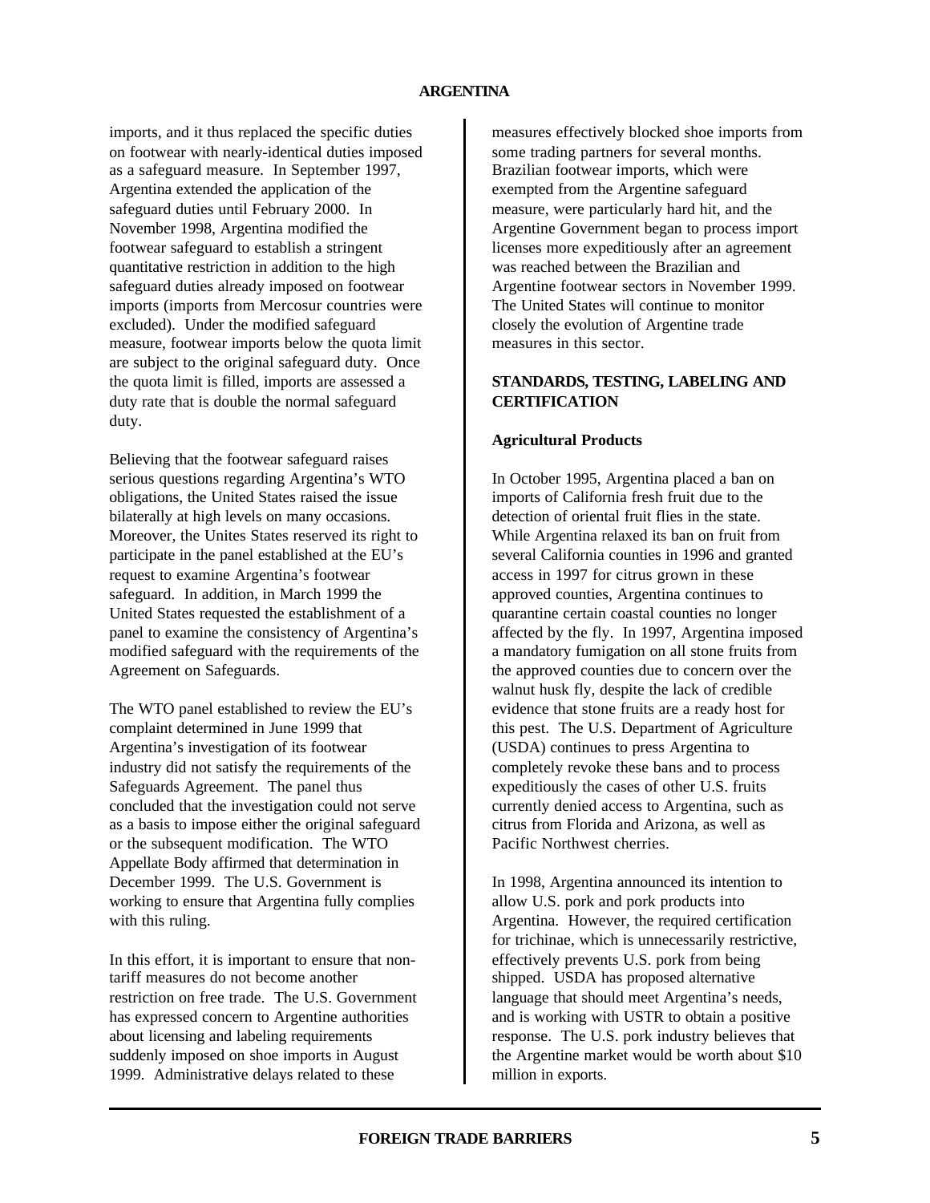imports, and it thus replaced the specific duties on footwear with nearly-identical duties imposed as a safeguard measure. In September 1997, Argentina extended the application of the safeguard duties until February 2000. In November 1998, Argentina modified the footwear safeguard to establish a stringent quantitative restriction in addition to the high safeguard duties already imposed on footwear imports (imports from Mercosur countries were excluded). Under the modified safeguard measure, footwear imports below the quota limit are subject to the original safeguard duty. Once the quota limit is filled, imports are assessed a duty rate that is double the normal safeguard duty.

Believing that the footwear safeguard raises serious questions regarding Argentina's WTO obligations, the United States raised the issue bilaterally at high levels on many occasions. Moreover, the Unites States reserved its right to participate in the panel established at the EU's request to examine Argentina's footwear safeguard. In addition, in March 1999 the United States requested the establishment of a panel to examine the consistency of Argentina's modified safeguard with the requirements of the Agreement on Safeguards.

The WTO panel established to review the EU's complaint determined in June 1999 that Argentina's investigation of its footwear industry did not satisfy the requirements of the Safeguards Agreement. The panel thus concluded that the investigation could not serve as a basis to impose either the original safeguard or the subsequent modification. The WTO Appellate Body affirmed that determination in December 1999. The U.S. Government is working to ensure that Argentina fully complies with this ruling.

In this effort, it is important to ensure that non-tariff measures do not become another restriction on free trade. The U.S. Government has expressed concern to Argentine authorities about licensing and labeling requirements suddenly imposed on shoe imports in August 1999. Administrative delays related to these measures effectively blocked shoe imports from some trading partners for several months. Brazilian footwear imports, which were exempted from the Argentine safeguard measure, were particularly hard hit, and the Argentine Government began to process import licenses more expeditiously after an agreement was reached between the Brazilian and Argentine footwear sectors in November 1999. The United States will continue to monitor closely the evolution of Argentine trade measures in this sector.

## STANDARDS, TESTING, LABELING AND CERTIFICATION

### Agricultural Products

In October 1995, Argentina placed a ban on imports of California fresh fruit due to the detection of oriental fruit flies in the state. While Argentina relaxed its ban on fruit from several California counties in 1996 and granted access in 1997 for citrus grown in these approved counties, Argentina continues to quarantine certain coastal counties no longer affected by the fly. In 1997, Argentina imposed a mandatory fumigation on all stone fruits from the approved counties due to concern over the walnut husk fly, despite the lack of credible evidence that stone fruits are a ready host for this pest. The U.S. Department of Agriculture (USDA) continues to press Argentina to completely revoke these bans and to process expeditiously the cases of other U.S. fruits currently denied access to Argentina, such as citrus from Florida and Arizona, as well as Pacific Northwest cherries.

In 1998, Argentina announced its intention to allow U.S. pork and pork products into Argentina. However, the required certification for trichinae, which is unnecessarily restrictive, effectively prevents U.S. pork from being shipped. USDA has proposed alternative language that should meet Argentina's needs, and is working with USTR to obtain a positive response. The U.S. pork industry believes that the Argentine market would be worth about $10 million in exports.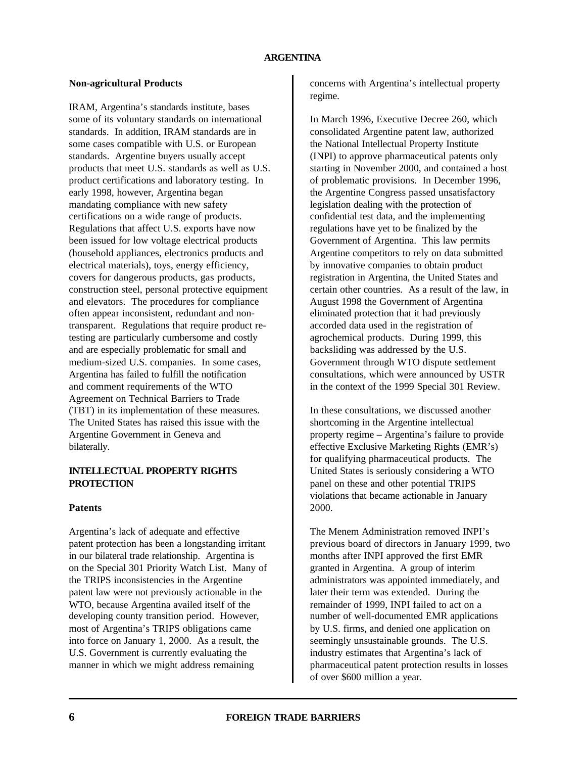### Non-agricultural Products

IRAM, Argentina's standards institute, bases some of its voluntary standards on international standards. In addition, IRAM standards are in some cases compatible with U.S. or European standards. Argentine buyers usually accept products that meet U.S. standards as well as U.S. product certifications and laboratory testing. In early 1998, however, Argentina began mandating compliance with new safety certifications on a wide range of products. Regulations that affect U.S. exports have now been issued for low voltage electrical products (household appliances, electronics products and electrical materials), toys, energy efficiency, covers for dangerous products, gas products, construction steel, personal protective equipment and elevators. The procedures for compliance often appear inconsistent, redundant and non-transparent. Regulations that require product re-testing are particularly cumbersome and costly and are especially problematic for small and medium-sized U.S. companies. In some cases, Argentina has failed to fulfill the notification and comment requirements of the WTO Agreement on Technical Barriers to Trade (TBT) in its implementation of these measures. The United States has raised this issue with the Argentine Government in Geneva and bilaterally.

## INTELLECTUAL PROPERTY RIGHTS PROTECTION

### Patents

Argentina's lack of adequate and effective patent protection has been a longstanding irritant in our bilateral trade relationship. Argentina is on the Special 301 Priority Watch List. Many of the TRIPS inconsistencies in the Argentine patent law were not previously actionable in the WTO, because Argentina availed itself of the developing county transition period. However, most of Argentina's TRIPS obligations came into force on January 1, 2000. As a result, the U.S. Government is currently evaluating the manner in which we might address remaining concerns with Argentina's intellectual property regime.

In March 1996, Executive Decree 260, which consolidated Argentine patent law, authorized the National Intellectual Property Institute (INPI) to approve pharmaceutical patents only starting in November 2000, and contained a host of problematic provisions. In December 1996, the Argentine Congress passed unsatisfactory legislation dealing with the protection of confidential test data, and the implementing regulations have yet to be finalized by the Government of Argentina. This law permits Argentine competitors to rely on data submitted by innovative companies to obtain product registration in Argentina, the United States and certain other countries. As a result of the law, in August 1998 the Government of Argentina eliminated protection that it had previously accorded data used in the registration of agrochemical products. During 1999, this backsliding was addressed by the U.S. Government through WTO dispute settlement consultations, which were announced by USTR in the context of the 1999 Special 301 Review.

In these consultations, we discussed another shortcoming in the Argentine intellectual property regime – Argentina's failure to provide effective Exclusive Marketing Rights (EMR's) for qualifying pharmaceutical products. The United States is seriously considering a WTO panel on these and other potential TRIPS violations that became actionable in January 2000.

The Menem Administration removed INPI's previous board of directors in January 1999, two months after INPI approved the first EMR granted in Argentina. A group of interim administrators was appointed immediately, and later their term was extended. During the remainder of 1999, INPI failed to act on a number of well-documented EMR applications by U.S. firms, and denied one application on seemingly unsustainable grounds. The U.S. industry estimates that Argentina's lack of pharmaceutical patent protection results in losses of over $600 million a year.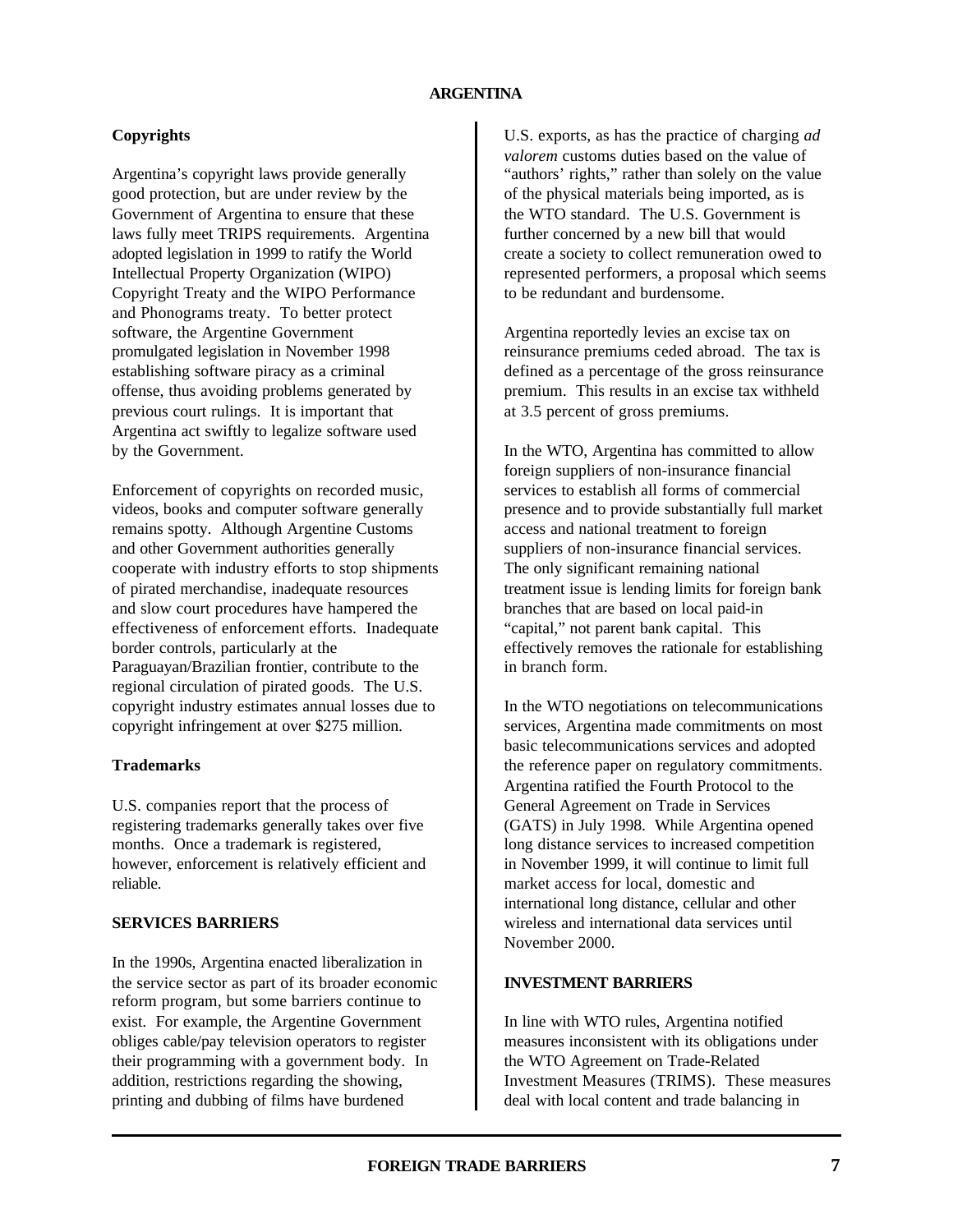### Copyrights

Argentina's copyright laws provide generally good protection, but are under review by the Government of Argentina to ensure that these laws fully meet TRIPS requirements. Argentina adopted legislation in 1999 to ratify the World Intellectual Property Organization (WIPO) Copyright Treaty and the WIPO Performance and Phonograms treaty. To better protect software, the Argentine Government promulgated legislation in November 1998 establishing software piracy as a criminal offense, thus avoiding problems generated by previous court rulings. It is important that Argentina act swiftly to legalize software used by the Government.

Enforcement of copyrights on recorded music, videos, books and computer software generally remains spotty. Although Argentine Customs and other Government authorities generally cooperate with industry efforts to stop shipments of pirated merchandise, inadequate resources and slow court procedures have hampered the effectiveness of enforcement efforts. Inadequate border controls, particularly at the Paraguayan/Brazilian frontier, contribute to the regional circulation of pirated goods. The U.S. copyright industry estimates annual losses due to copyright infringement at over $275 million.

### Trademarks

U.S. companies report that the process of registering trademarks generally takes over five months. Once a trademark is registered, however, enforcement is relatively efficient and reliable.

## SERVICES BARRIERS

In the 1990s, Argentina enacted liberalization in the service sector as part of its broader economic reform program, but some barriers continue to exist. For example, the Argentine Government obliges cable/pay television operators to register their programming with a government body. In addition, restrictions regarding the showing, printing and dubbing of films have burdened U.S. exports, as has the practice of charging *ad valorem* customs duties based on the value of "authors' rights," rather than solely on the value of the physical materials being imported, as is the WTO standard. The U.S. Government is further concerned by a new bill that would create a society to collect remuneration owed to represented performers, a proposal which seems to be redundant and burdensome.

Argentina reportedly levies an excise tax on reinsurance premiums ceded abroad. The tax is defined as a percentage of the gross reinsurance premium. This results in an excise tax withheld at 3.5 percent of gross premiums.

In the WTO, Argentina has committed to allow foreign suppliers of non-insurance financial services to establish all forms of commercial presence and to provide substantially full market access and national treatment to foreign suppliers of non-insurance financial services. The only significant remaining national treatment issue is lending limits for foreign bank branches that are based on local paid-in "capital," not parent bank capital. This effectively removes the rationale for establishing in branch form.

In the WTO negotiations on telecommunications services, Argentina made commitments on most basic telecommunications services and adopted the reference paper on regulatory commitments. Argentina ratified the Fourth Protocol to the General Agreement on Trade in Services (GATS) in July 1998. While Argentina opened long distance services to increased competition in November 1999, it will continue to limit full market access for local, domestic and international long distance, cellular and other wireless and international data services until November 2000.

## INVESTMENT BARRIERS

In line with WTO rules, Argentina notified measures inconsistent with its obligations under the WTO Agreement on Trade-Related Investment Measures (TRIMS). These measures deal with local content and trade balancing in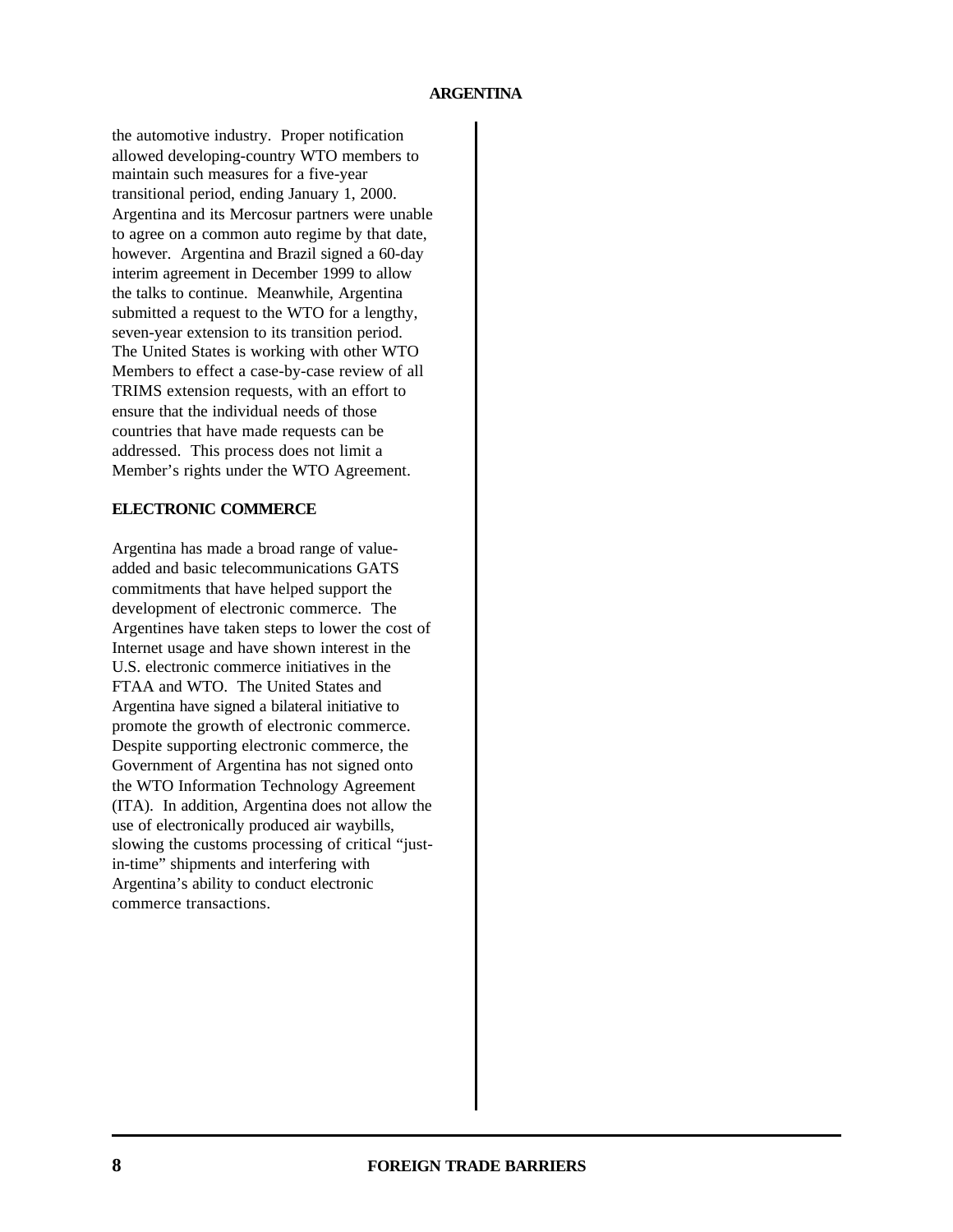the automotive industry. Proper notification allowed developing-country WTO members to maintain such measures for a five-year transitional period, ending January 1, 2000. Argentina and its Mercosur partners were unable to agree on a common auto regime by that date, however. Argentina and Brazil signed a 60-day interim agreement in December 1999 to allow the talks to continue. Meanwhile, Argentina submitted a request to the WTO for a lengthy, seven-year extension to its transition period. The United States is working with other WTO Members to effect a case-by-case review of all TRIMS extension requests, with an effort to ensure that the individual needs of those countries that have made requests can be addressed. This process does not limit a Member's rights under the WTO Agreement.

## ELECTRONIC COMMERCE

Argentina has made a broad range of value-added and basic telecommunications GATS commitments that have helped support the development of electronic commerce. The Argentines have taken steps to lower the cost of Internet usage and have shown interest in the U.S. electronic commerce initiatives in the FTAA and WTO. The United States and Argentina have signed a bilateral initiative to promote the growth of electronic commerce. Despite supporting electronic commerce, the Government of Argentina has not signed onto the WTO Information Technology Agreement (ITA). In addition, Argentina does not allow the use of electronically produced air waybills, slowing the customs processing of critical "just-in-time" shipments and interfering with Argentina's ability to conduct electronic commerce transactions.